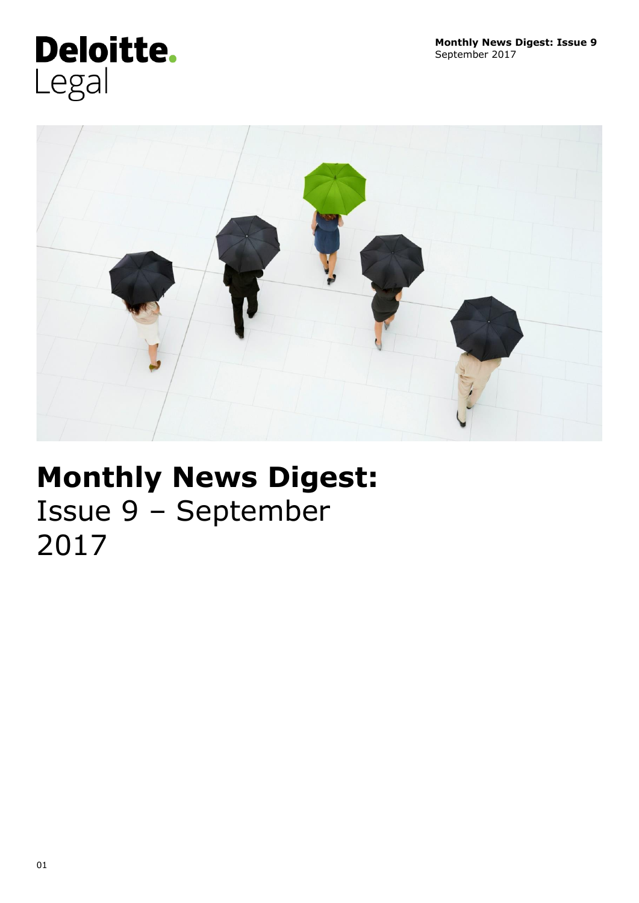Deloitte.
Legal

**Monthly News Digest: Issue 9**
September 2017

# Monthly News Digest: Issue 9 – September 2017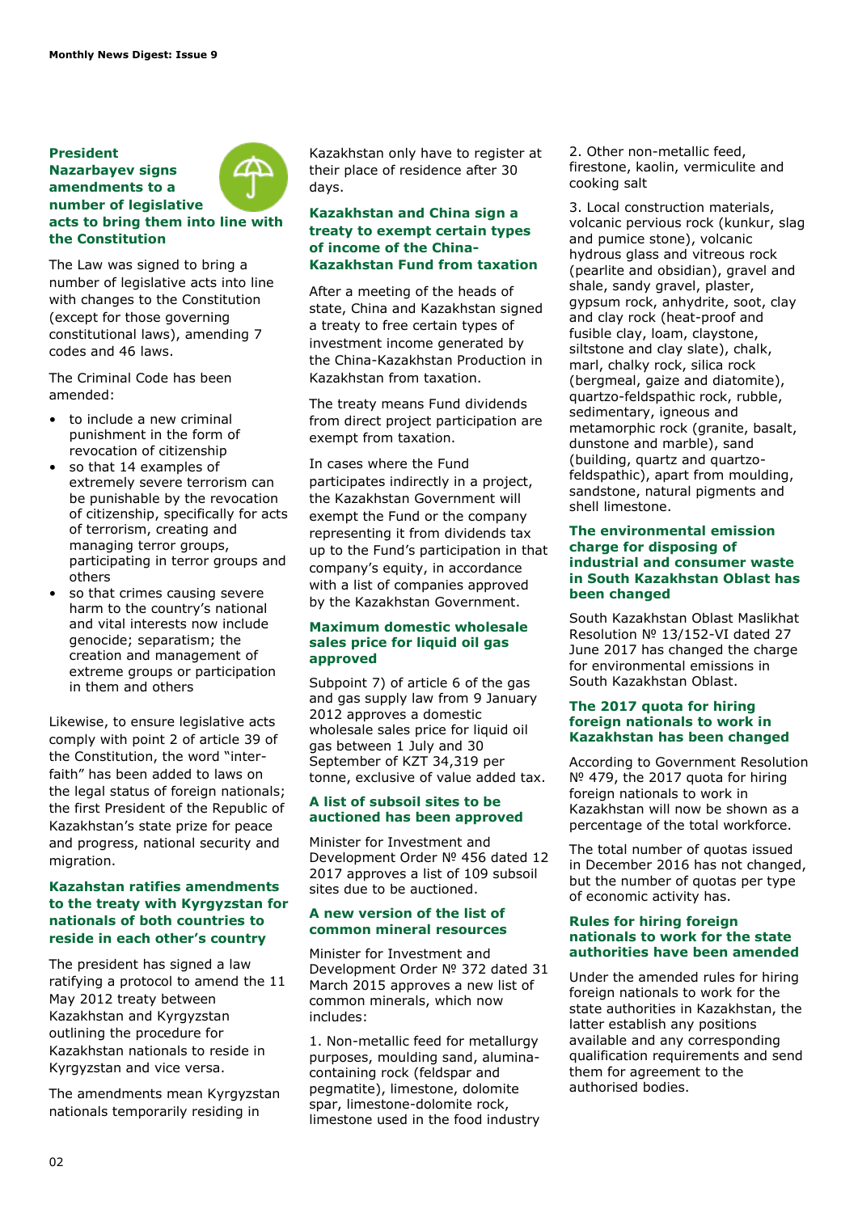## President Nazarbayev signs amendments to a number of legislative acts to bring them into line with the Constitution

The Law was signed to bring a number of legislative acts into line with changes to the Constitution (except for those governing constitutional laws), amending 7 codes and 46 laws.

The Criminal Code has been amended:

- to include a new criminal punishment in the form of revocation of citizenship
- so that 14 examples of extremely severe terrorism can be punishable by the revocation of citizenship, specifically for acts of terrorism, creating and managing terror groups, participating in terror groups and others
- so that crimes causing severe harm to the country's national and vital interests now include genocide; separatism; the creation and management of extreme groups or participation in them and others

Likewise, to ensure legislative acts comply with point 2 of article 39 of the Constitution, the word "inter-faith" has been added to laws on the legal status of foreign nationals; the first President of the Republic of Kazakhstan's state prize for peace and progress, national security and migration.

## Kazahstan ratifies amendments to the treaty with Kyrgyzstan for nationals of both countries to reside in each other's country

The president has signed a law ratifying a protocol to amend the 11 May 2012 treaty between Kazakhstan and Kyrgyzstan outlining the procedure for Kazakhstan nationals to reside in Kyrgyzstan and vice versa.

The amendments mean Kyrgyzstan nationals temporarily residing in Kazakhstan only have to register at their place of residence after 30 days.

## Kazakhstan and China sign a treaty to exempt certain types of income of the China-Kazakhstan Fund from taxation

After a meeting of the heads of state, China and Kazakhstan signed a treaty to free certain types of investment income generated by the China-Kazakhstan Production in Kazakhstan from taxation.

The treaty means Fund dividends from direct project participation are exempt from taxation.

In cases where the Fund participates indirectly in a project, the Kazakhstan Government will exempt the Fund or the company representing it from dividends tax up to the Fund's participation in that company's equity, in accordance with a list of companies approved by the Kazakhstan Government.

## Maximum domestic wholesale sales price for liquid oil gas approved

Subpoint 7) of article 6 of the gas and gas supply law from 9 January 2012 approves a domestic wholesale sales price for liquid oil gas between 1 July and 30 September of KZT 34,319 per tonne, exclusive of value added tax.

## A list of subsoil sites to be auctioned has been approved

Minister for Investment and Development Order № 456 dated 12 2017 approves a list of 109 subsoil sites due to be auctioned.

## A new version of the list of common mineral resources

Minister for Investment and Development Order № 372 dated 31 March 2015 approves a new list of common minerals, which now includes:

1. Non-metallic feed for metallurgy purposes, moulding sand, alumina-containing rock (feldspar and pegmatite), limestone, dolomite spar, limestone-dolomite rock, limestone used in the food industry

2. Other non-metallic feed, firestone, kaolin, vermiculite and cooking salt

3. Local construction materials, volcanic pervious rock (kunkur, slag and pumice stone), volcanic hydrous glass and vitreous rock (pearlite and obsidian), gravel and shale, sandy gravel, plaster, gypsum rock, anhydrite, soot, clay and clay rock (heat-proof and fusible clay, loam, claystone, siltstone and clay slate), chalk, marl, chalky rock, silica rock (bergmeal, gaize and diatomite), quartzo-feldspathic rock, rubble, sedimentary, igneous and metamorphic rock (granite, basalt, dunstone and marble), sand (building, quartz and quartzo-feldspathic), apart from moulding, sandstone, natural pigments and shell limestone.

## The environmental emission charge for disposing of industrial and consumer waste in South Kazakhstan Oblast has been changed

South Kazakhstan Oblast Maslikhat Resolution № 13/152-VI dated 27 June 2017 has changed the charge for environmental emissions in South Kazakhstan Oblast.

## The 2017 quota for hiring foreign nationals to work in Kazakhstan has been changed

According to Government Resolution № 479, the 2017 quota for hiring foreign nationals to work in Kazakhstan will now be shown as a percentage of the total workforce.

The total number of quotas issued in December 2016 has not changed, but the number of quotas per type of economic activity has.

## Rules for hiring foreign nationals to work for the state authorities have been amended

Under the amended rules for hiring foreign nationals to work for the state authorities in Kazakhstan, the latter establish any positions available and any corresponding qualification requirements and send them for agreement to the authorised bodies.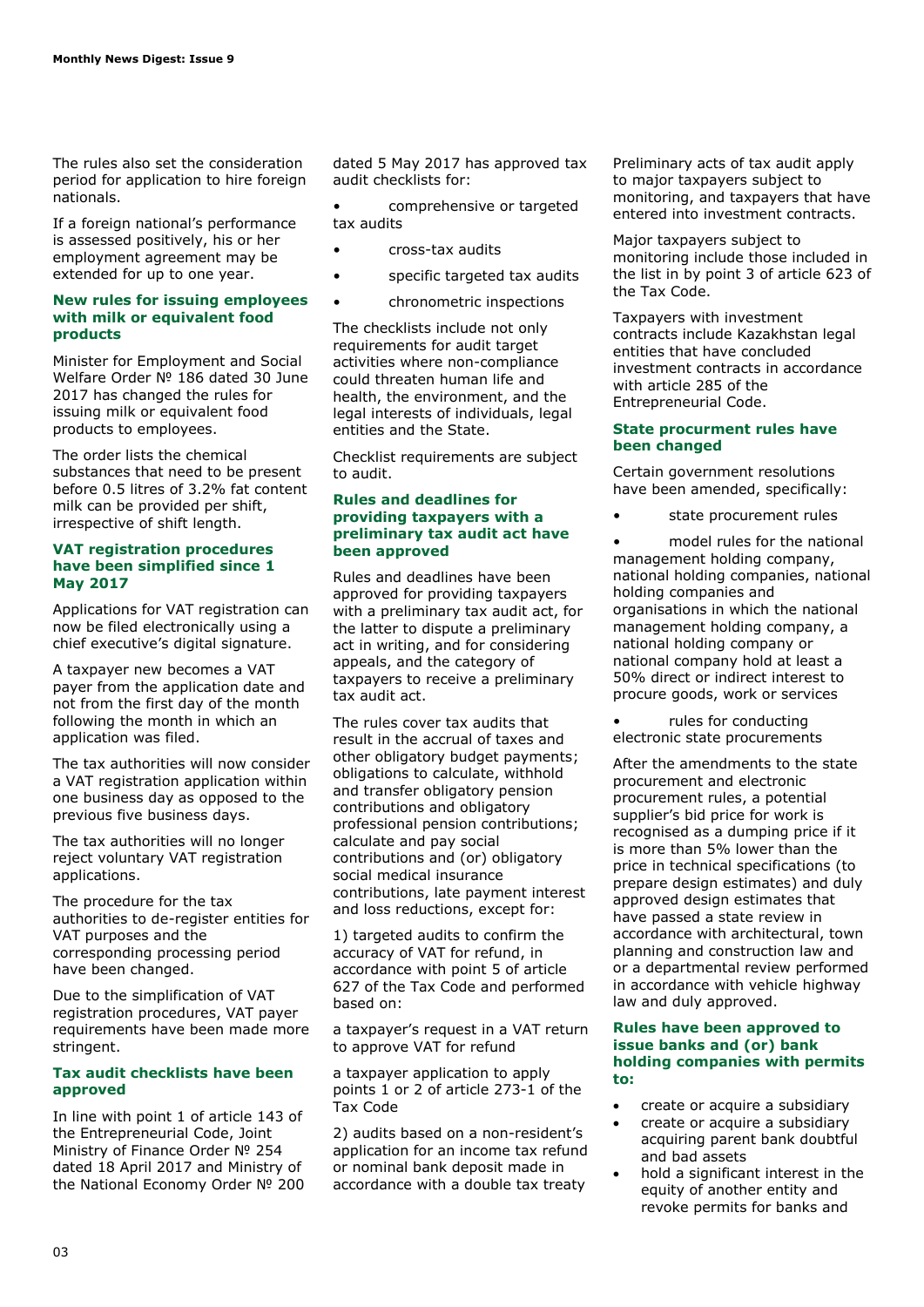The rules also set the consideration period for application to hire foreign nationals.

If a foreign national's performance is assessed positively, his or her employment agreement may be extended for up to one year.

### New rules for issuing employees with milk or equivalent food products

Minister for Employment and Social Welfare Order № 186 dated 30 June 2017 has changed the rules for issuing milk or equivalent food products to employees.

The order lists the chemical substances that need to be present before 0.5 litres of 3.2% fat content milk can be provided per shift, irrespective of shift length.

### VAT registration procedures have been simplified since 1 May 2017

Applications for VAT registration can now be filed electronically using a chief executive's digital signature.

A taxpayer new becomes a VAT payer from the application date and not from the first day of the month following the month in which an application was filed.

The tax authorities will now consider a VAT registration application within one business day as opposed to the previous five business days.

The tax authorities will no longer reject voluntary VAT registration applications.

The procedure for the tax authorities to de-register entities for VAT purposes and the corresponding processing period have been changed.

Due to the simplification of VAT registration procedures, VAT payer requirements have been made more stringent.

### Tax audit checklists have been approved

In line with point 1 of article 143 of the Entrepreneurial Code, Joint Ministry of Finance Order № 254 dated 18 April 2017 and Ministry of the National Economy Order № 200 dated 5 May 2017 has approved tax audit checklists for:

- comprehensive or targeted tax audits
- cross-tax audits
- specific targeted tax audits
- chronometric inspections

The checklists include not only requirements for audit target activities where non-compliance could threaten human life and health, the environment, and the legal interests of individuals, legal entities and the State.

Checklist requirements are subject to audit.

### Rules and deadlines for providing taxpayers with a preliminary tax audit act have been approved

Rules and deadlines have been approved for providing taxpayers with a preliminary tax audit act, for the latter to dispute a preliminary act in writing, and for considering appeals, and the category of taxpayers to receive a preliminary tax audit act.

The rules cover tax audits that result in the accrual of taxes and other obligatory budget payments; obligations to calculate, withhold and transfer obligatory pension contributions and obligatory professional pension contributions; calculate and pay social contributions and (or) obligatory social medical insurance contributions, late payment interest and loss reductions, except for:

1) targeted audits to confirm the accuracy of VAT for refund, in accordance with point 5 of article 627 of the Tax Code and performed based on:

a taxpayer's request in a VAT return to approve VAT for refund

a taxpayer application to apply points 1 or 2 of article 273-1 of the Tax Code

2) audits based on a non-resident's application for an income tax refund or nominal bank deposit made in accordance with a double tax treaty

Preliminary acts of tax audit apply to major taxpayers subject to monitoring, and taxpayers that have entered into investment contracts.

Major taxpayers subject to monitoring include those included in the list in by point 3 of article 623 of the Tax Code.

Taxpayers with investment contracts include Kazakhstan legal entities that have concluded investment contracts in accordance with article 285 of the Entrepreneurial Code.

### State procurement rules have been changed

Certain government resolutions have been amended, specifically:

- state procurement rules
- model rules for the national management holding company, national holding companies, national holding companies and organisations in which the national management holding company, a national holding company or national company hold at least a 50% direct or indirect interest to procure goods, work or services
- rules for conducting electronic state procurements

After the amendments to the state procurement and electronic procurement rules, a potential supplier's bid price for work is recognised as a dumping price if it is more than 5% lower than the price in technical specifications (to prepare design estimates) and duly approved design estimates that have passed a state review in accordance with architectural, town planning and construction law and or a departmental review performed in accordance with vehicle highway law and duly approved.

### Rules have been approved to issue banks and (or) bank holding companies with permits to:

- create or acquire a subsidiary
- create or acquire a subsidiary acquiring parent bank doubtful and bad assets
- hold a significant interest in the equity of another entity and revoke permits for banks and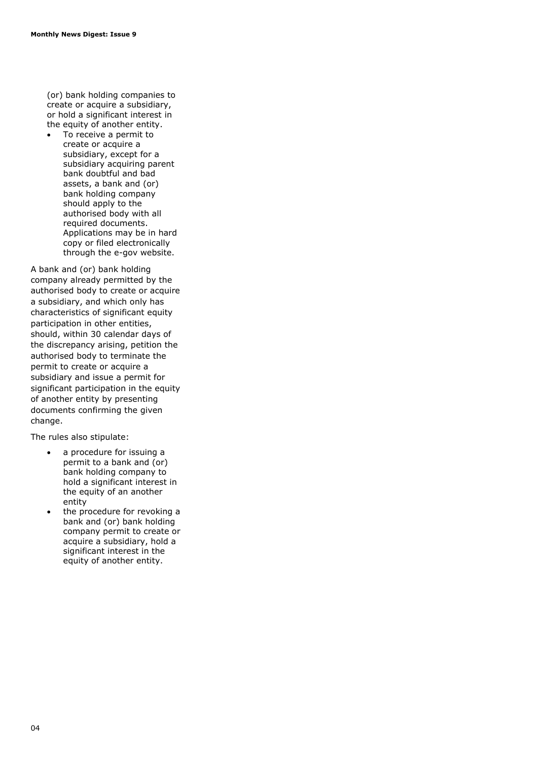(or) bank holding companies to create or acquire a subsidiary, or hold a significant interest in the equity of another entity.

- To receive a permit to create or acquire a subsidiary, except for a subsidiary acquiring parent bank doubtful and bad assets, a bank and (or) bank holding company should apply to the authorised body with all required documents. Applications may be in hard copy or filed electronically through the e-gov website.

A bank and (or) bank holding company already permitted by the authorised body to create or acquire a subsidiary, and which only has characteristics of significant equity participation in other entities, should, within 30 calendar days of the discrepancy arising, petition the authorised body to terminate the permit to create or acquire a subsidiary and issue a permit for significant participation in the equity of another entity by presenting documents confirming the given change.

The rules also stipulate:

- a procedure for issuing a permit to a bank and (or) bank holding company to hold a significant interest in the equity of an another entity
- the procedure for revoking a bank and (or) bank holding company permit to create or acquire a subsidiary, hold a significant interest in the equity of another entity.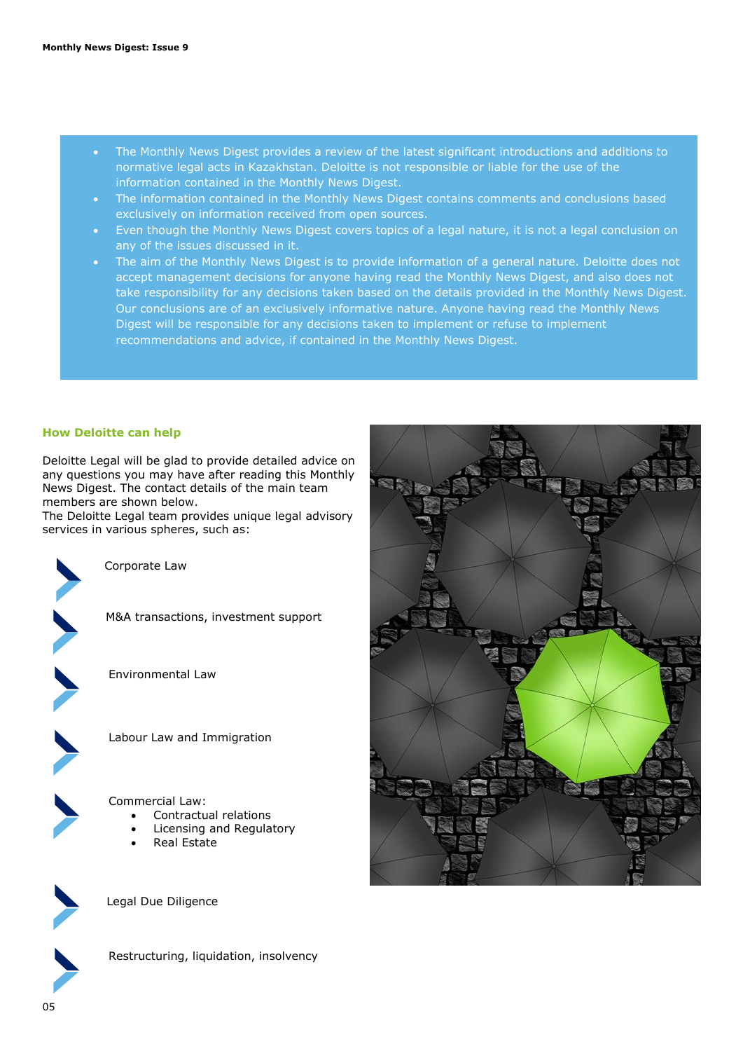- The Monthly News Digest provides a review of the latest significant introductions and additions to normative legal acts in Kazakhstan. Deloitte is not responsible or liable for the use of the information contained in the Monthly News Digest.
- The information contained in the Monthly News Digest contains comments and conclusions based exclusively on information received from open sources.
- Even though the Monthly News Digest covers topics of a legal nature, it is not a legal conclusion on any of the issues discussed in it.
- The aim of the Monthly News Digest is to provide information of a general nature. Deloitte does not accept management decisions for anyone having read the Monthly News Digest, and also does not take responsibility for any decisions taken based on the details provided in the Monthly News Digest. Our conclusions are of an exclusively informative nature. Anyone having read the Monthly News Digest will be responsible for any decisions taken to implement or refuse to implement recommendations and advice, if contained in the Monthly News Digest.

## How Deloitte can help

Deloitte Legal will be glad to provide detailed advice on any questions you may have after reading this Monthly News Digest. The contact details of the main team members are shown below.
The Deloitte Legal team provides unique legal advisory services in various spheres, such as:

- Corporate Law
- M&A transactions, investment support
- Environmental Law
- Labour Law and Immigration
- Commercial Law:
  - Contractual relations
  - Licensing and Regulatory
  - Real Estate
- Legal Due Diligence
- Restructuring, liquidation, insolvency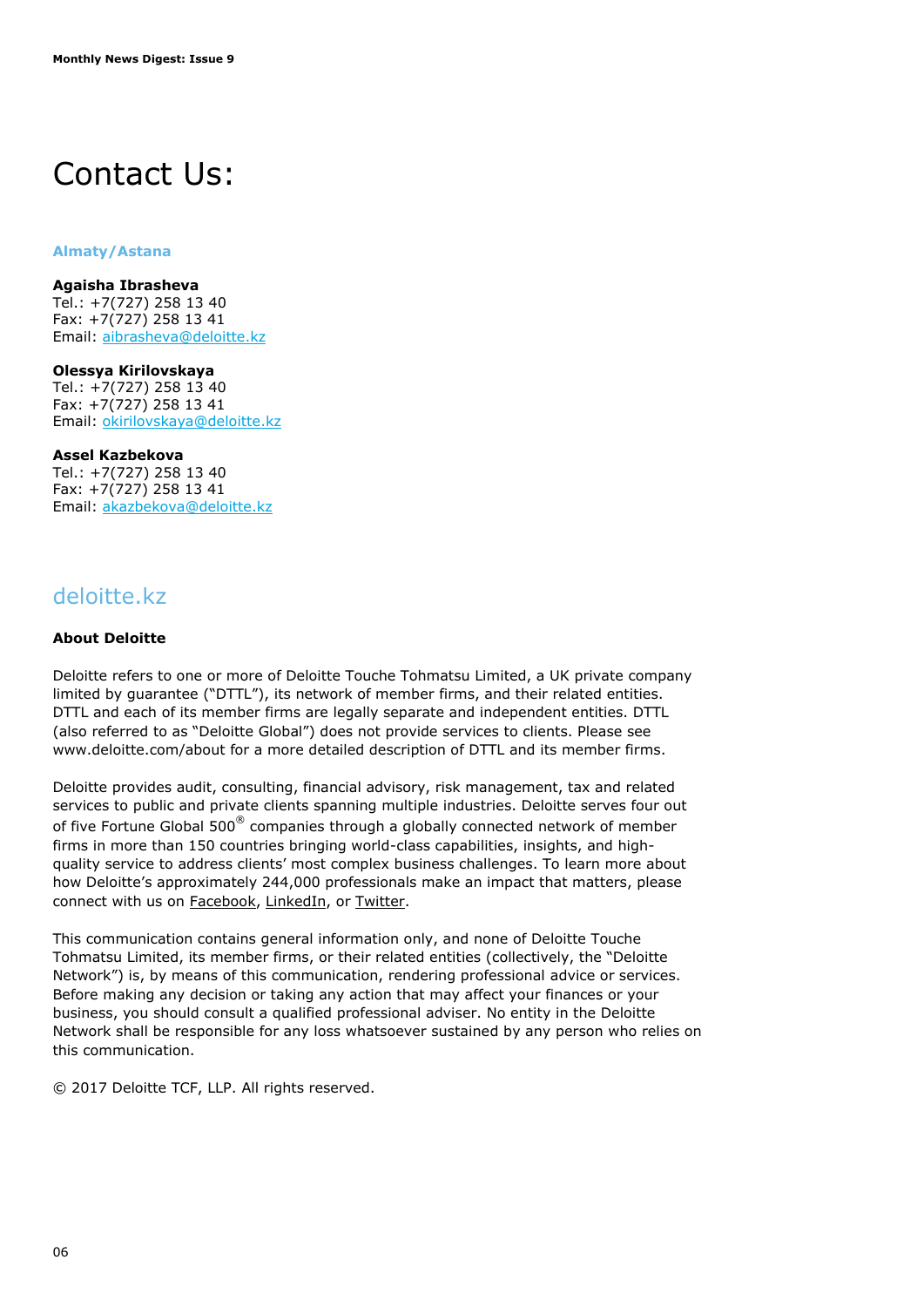# Contact Us:

### Almaty/Astana

**Agaisha Ibrasheva**
Tel.: +7(727) 258 13 40
Fax: +7(727) 258 13 41
Email: aibrasheva@deloitte.kz

**Olessya Kirilovskaya**
Tel.: +7(727) 258 13 40
Fax: +7(727) 258 13 41
Email: okirilovskaya@deloitte.kz

**Assel Kazbekova**
Tel.: +7(727) 258 13 40
Fax: +7(727) 258 13 41
Email: akazbekova@deloitte.kz

## deloitte.kz

**About Deloitte**

Deloitte refers to one or more of Deloitte Touche Tohmatsu Limited, a UK private company limited by guarantee ("DTTL"), its network of member firms, and their related entities. DTTL and each of its member firms are legally separate and independent entities. DTTL (also referred to as "Deloitte Global") does not provide services to clients. Please see www.deloitte.com/about for a more detailed description of DTTL and its member firms.

Deloitte provides audit, consulting, financial advisory, risk management, tax and related services to public and private clients spanning multiple industries. Deloitte serves four out of five Fortune Global 500® companies through a globally connected network of member firms in more than 150 countries bringing world-class capabilities, insights, and high-quality service to address clients' most complex business challenges. To learn more about how Deloitte's approximately 244,000 professionals make an impact that matters, please connect with us on Facebook, LinkedIn, or Twitter.

This communication contains general information only, and none of Deloitte Touche Tohmatsu Limited, its member firms, or their related entities (collectively, the "Deloitte Network") is, by means of this communication, rendering professional advice or services. Before making any decision or taking any action that may affect your finances or your business, you should consult a qualified professional adviser. No entity in the Deloitte Network shall be responsible for any loss whatsoever sustained by any person who relies on this communication.

© 2017 Deloitte TCF, LLP. All rights reserved.